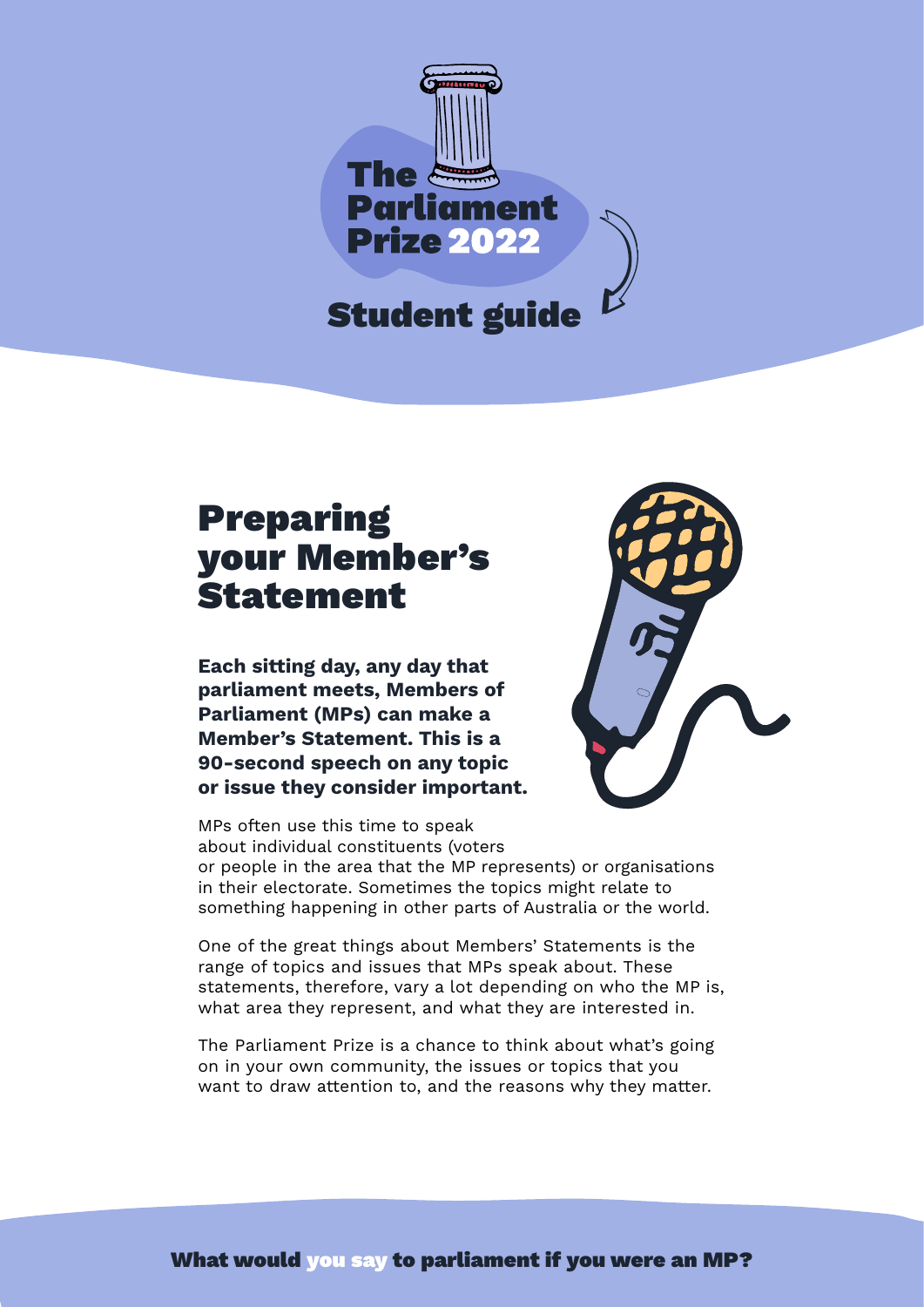# The Parliament Prize 2022

## Student guide

## Preparing your Member's Statement

**Each sitting day, any day that parliament meets, Members of Parliament (MPs) can make a Member's Statement. This is a 90-second speech on any topic or issue they consider important.**

MPs often use this time to speak about individual constituents (voters or people in the area that the MP represents) or organisations in their electorate. Sometimes the topics might relate to something happening in other parts of Australia or the world.

One of the great things about Members' Statements is the range of topics and issues that MPs speak about. These statements, therefore, vary a lot depending on who the MP is, what area they represent, and what they are interested in.

The Parliament Prize is a chance to think about what's going on in your own community, the issues or topics that you want to draw attention to, and the reasons why they matter.

**What would you say to parliament if you were an MP?**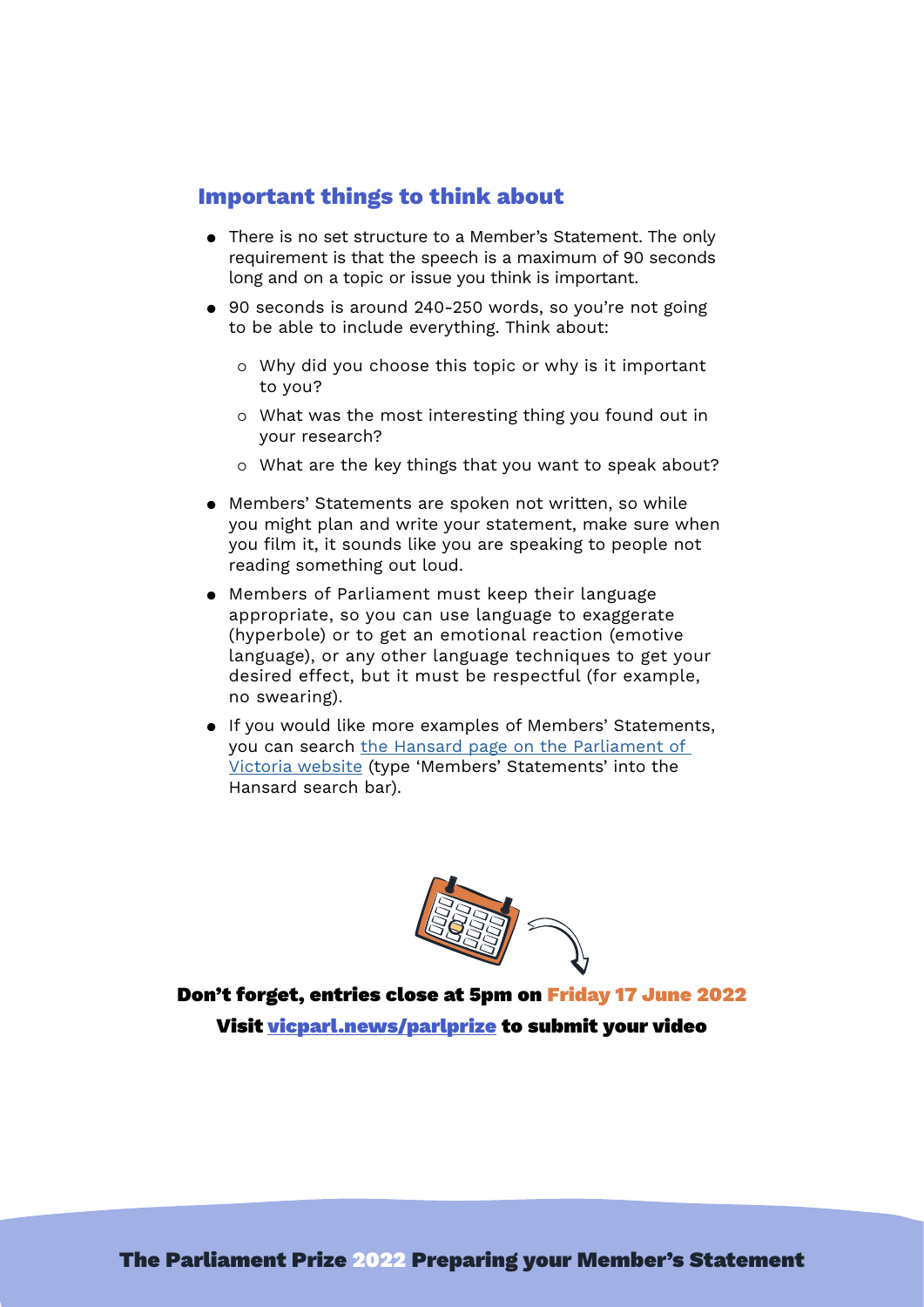## Important things to think about

- There is no set structure to a Member's Statement. The only requirement is that the speech is a maximum of 90 seconds long and on a topic or issue you think is important.
- 90 seconds is around 240-250 words, so you're not going to be able to include everything. Think about:
    - Why did you choose this topic or why is it important to you?
    - What was the most interesting thing you found out in your research?
    - What are the key things that you want to speak about?
- Members' Statements are spoken not written, so while you might plan and write your statement, make sure when you film it, it sounds like you are speaking to people not reading something out loud.
- Members of Parliament must keep their language appropriate, so you can use language to exaggerate (hyperbole) or to get an emotional reaction (emotive language), or any other language techniques to get your desired effect, but it must be respectful (for example, no swearing).
- If you would like more examples of Members' Statements, you can search the Hansard page on the Parliament of Victoria website (type 'Members' Statements' into the Hansard search bar).

**Don't forget, entries close at 5pm on Friday 17 June 2022**

**Visit vicparl.news/parlprize to submit your video**